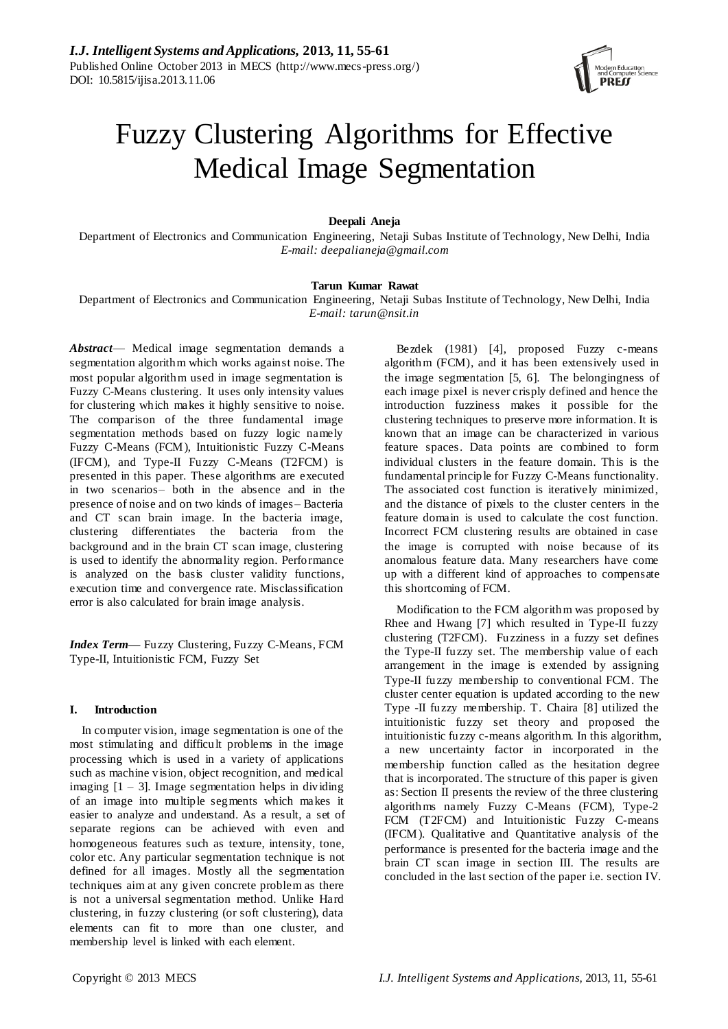# Fuzzy Clustering Algorithms for Effective Medical Image Segmentation

**Deepali Aneja**

Department of Electronics and Communication Engineering, Netaji Subas Institute of Technology, New Delhi, India
*E-mail: deepalianeja@gmail.com*

**Tarun Kumar Rawat**

Department of Electronics and Communication Engineering, Netaji Subas Institute of Technology, New Delhi, India
*E-mail: tarun@nsit.in*

***Abstract*****—** Medical image segmentation demands a segmentation algorithm which works against noise. The most popular algorithm used in image segmentation is Fuzzy C-Means clustering. It uses only intensity values for clustering which makes it highly sensitive to noise. The comparison of the three fundamental image segmentation methods based on fuzzy logic namely Fuzzy C-Means (FCM), Intuitionistic Fuzzy C-Means (IFCM), and Type-II Fuzzy C-Means (T2FCM) is presented in this paper. These algorithms are executed in two scenarios– both in the absence and in the presence of noise and on two kinds of images – Bacteria and CT scan brain image. In the bacteria image, clustering differentiates the bacteria from the background and in the brain CT scan image, clustering is used to identify the abnormality region. Performance is analyzed on the basis cluster validity functions, execution time and convergence rate. Misclassification error is also calculated for brain image analysis.

***Index Term*****—** Fuzzy Clustering, Fuzzy C-Means, FCM Type-II, Intuitionistic FCM, Fuzzy Set

## I. Introduction

In computer vision, image segmentation is one of the most stimulating and difficult problems in the image processing which is used in a variety of applications such as machine vision, object recognition, and medical imaging [1 – 3]. Image segmentation helps in dividing of an image into multiple segments which makes it easier to analyze and understand. As a result, a set of separate regions can be achieved with even and homogeneous features such as texture, intensity, tone, color etc. Any particular segmentation technique is not defined for all images. Mostly all the segmentation techniques aim at any given concrete problem as there is not a universal segmentation method. Unlike Hard clustering, in fuzzy clustering (or soft clustering), data elements can fit to more than one cluster, and membership level is linked with each element.

Bezdek (1981) [4], proposed Fuzzy c-means algorithm (FCM), and it has been extensively used in the image segmentation [5, 6]. The belongingness of each image pixel is never crisply defined and hence the introduction fuzziness makes it possible for the clustering techniques to preserve more information. It is known that an image can be characterized in various feature spaces. Data points are combined to form individual clusters in the feature domain. This is the fundamental principle for Fuzzy C-Means functionality. The associated cost function is iteratively minimized, and the distance of pixels to the cluster centers in the feature domain is used to calculate the cost function. Incorrect FCM clustering results are obtained in case the image is corrupted with noise because of its anomalous feature data. Many researchers have come up with a different kind of approaches to compensate this shortcoming of FCM.

Modification to the FCM algorithm was proposed by Rhee and Hwang [7] which resulted in Type-II fuzzy clustering (T2FCM). Fuzziness in a fuzzy set defines the Type-II fuzzy set. The membership value of each arrangement in the image is extended by assigning Type-II fuzzy membership to conventional FCM. The cluster center equation is updated according to the new Type -II fuzzy membership. T. Chaira [8] utilized the intuitionistic fuzzy set theory and proposed the intuitionistic fuzzy c-means algorithm. In this algorithm, a new uncertainty factor in incorporated in the membership function called as the hesitation degree that is incorporated. The structure of this paper is given as: Section II presents the review of the three clustering algorithms namely Fuzzy C-Means (FCM), Type-2 FCM (T2FCM) and Intuitionistic Fuzzy C-means (IFCM). Qualitative and Quantitative analysis of the performance is presented for the bacteria image and the brain CT scan image in section III. The results are concluded in the last section of the paper i.e. section IV.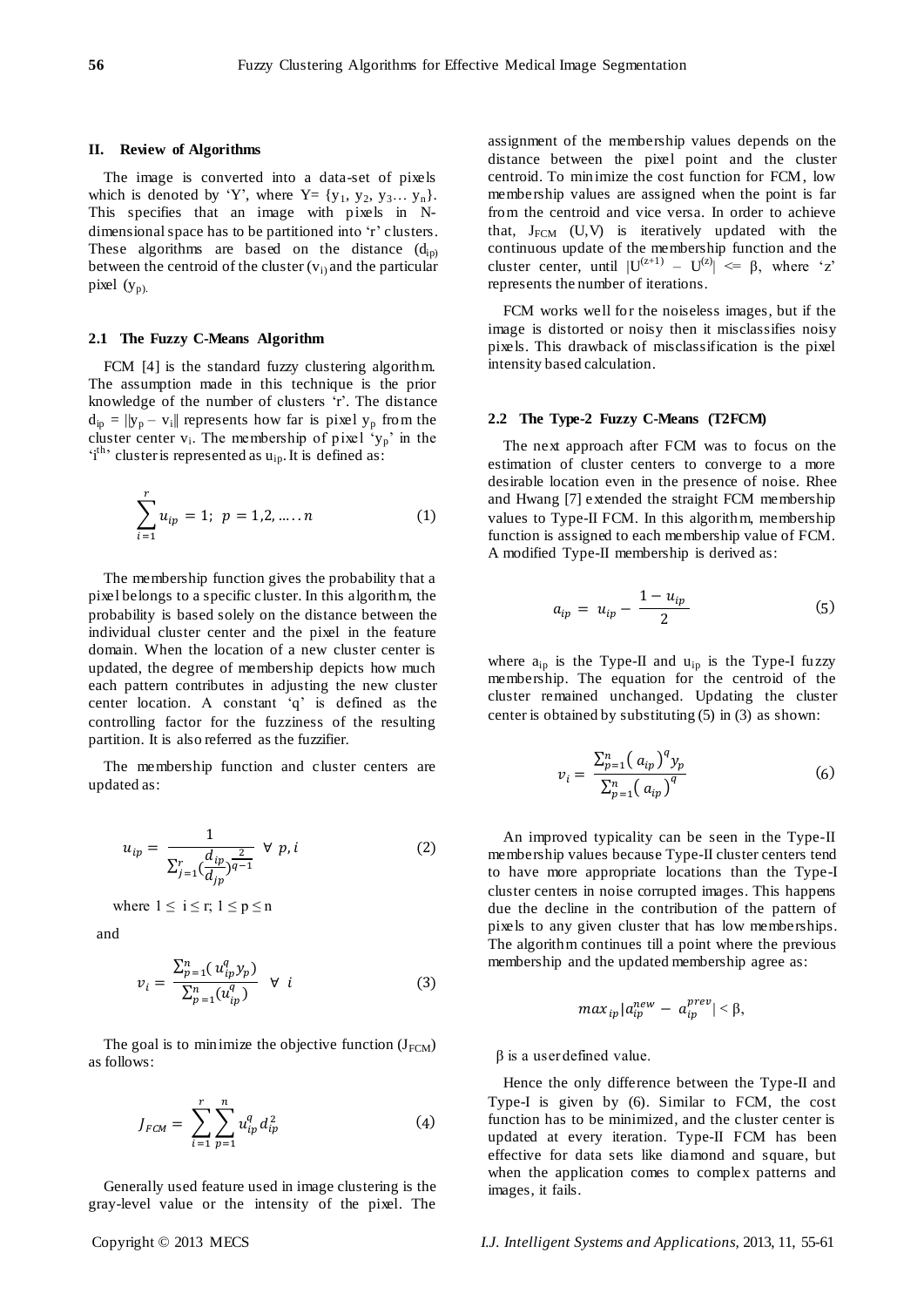## II. Review of Algorithms

The image is converted into a data-set of pixels which is denoted by 'Y', where Y= {$y_1$, $y_2$, $y_3$… $y_n$}. This specifies that an image with pixels in N-dimensional space has to be partitioned into 'r' clusters. These algorithms are based on the distance ($d_{ip}$) between the centroid of the cluster ($v_i$) and the particular pixel ($y_p$).

### 2.1 The Fuzzy C-Means Algorithm

FCM [4] is the standard fuzzy clustering algorithm. The assumption made in this technique is the prior knowledge of the number of clusters 'r'. The distance $d_{ip} = \|y_p - v_i\|$ represents how far is pixel $y_p$ from the cluster center $v_i$. The membership of pixel '$y_p$' in the '$i^{th}$' cluster is represented as $u_{ip}$. It is defined as:

$$\sum_{i=1}^{r} u_{ip} = 1;\ p = 1,2, \ldots.. n \tag{1}$$

The membership function gives the probability that a pixel belongs to a specific cluster. In this algorithm, the probability is based solely on the distance between the individual cluster center and the pixel in the feature domain. When the location of a new cluster center is updated, the degree of membership depicts how much each pattern contributes in adjusting the new cluster center location. A constant 'q' is defined as the controlling factor for the fuzziness of the resulting partition. It is also referred as the fuzzifier.

The membership function and cluster centers are updated as:

$$u_{ip} = \frac{1}{\sum_{j=1}^{r} (\frac{d_{ip}}{d_{jp}})^{\frac{2}{q-1}}}\ \forall\ p, i \tag{2}$$

where $1 \leq i \leq r$; $1 \leq p \leq n$

and

$$v_i = \frac{\sum_{p=1}^{n} ( u_{ip}^q y_p)}{\sum_{p=1}^{n} (u_{ip}^q)}\ \ \forall\ i \tag{3}$$

The goal is to minimize the objective function ($J_{FCM}$) as follows:

$$J_{FCM} = \sum_{i=1}^{r} \sum_{p=1}^{n} u_{ip}^q d_{ip}^2 \tag{4}$$

Generally used feature used in image clustering is the gray-level value or the intensity of the pixel. The assignment of the membership values depends on the distance between the pixel point and the cluster centroid. To minimize the cost function for FCM, low membership values are assigned when the point is far from the centroid and vice versa. In order to achieve that, $J_{FCM}$ (U,V) is iteratively updated with the continuous update of the membership function and the cluster center, until $|U^{(z+1)} - U^{(z)}| <= \beta$, where 'z' represents the number of iterations.

FCM works well for the noiseless images, but if the image is distorted or noisy then it misclassifies noisy pixels. This drawback of misclassification is the pixel intensity based calculation.

### 2.2 The Type-2 Fuzzy C-Means (T2FCM)

The next approach after FCM was to focus on the estimation of cluster centers to converge to a more desirable location even in the presence of noise. Rhee and Hwang [7] extended the straight FCM membership values to Type-II FCM. In this algorithm, membership function is assigned to each membership value of FCM. A modified Type-II membership is derived as:

$$a_{ip} = u_{ip} - \frac{1 - u_{ip}}{2} \tag{5}$$

where $a_{ip}$ is the Type-II and $u_{ip}$ is the Type-I fuzzy membership. The equation for the centroid of the cluster remained unchanged. Updating the cluster center is obtained by substituting (5) in (3) as shown:

$$v_i = \frac{\sum_{p=1}^{n} ( a_{ip})^q y_p}{\sum_{p=1}^{n} ( a_{ip})^q} \tag{6}$$

An improved typicality can be seen in the Type-II membership values because Type-II cluster centers tend to have more appropriate locations than the Type-I cluster centers in noise corrupted images. This happens due the decline in the contribution of the pattern of pixels to any given cluster that has low memberships. The algorithm continues till a point where the previous membership and the updated membership agree as:

$$max_{ip}|a_{ip}^{new} - a_{ip}^{prev}| < \beta,$$

β is a user defined value.

Hence the only difference between the Type-II and Type-I is given by (6). Similar to FCM, the cost function has to be minimized, and the cluster center is updated at every iteration. Type-II FCM has been effective for data sets like diamond and square, but when the application comes to complex patterns and images, it fails.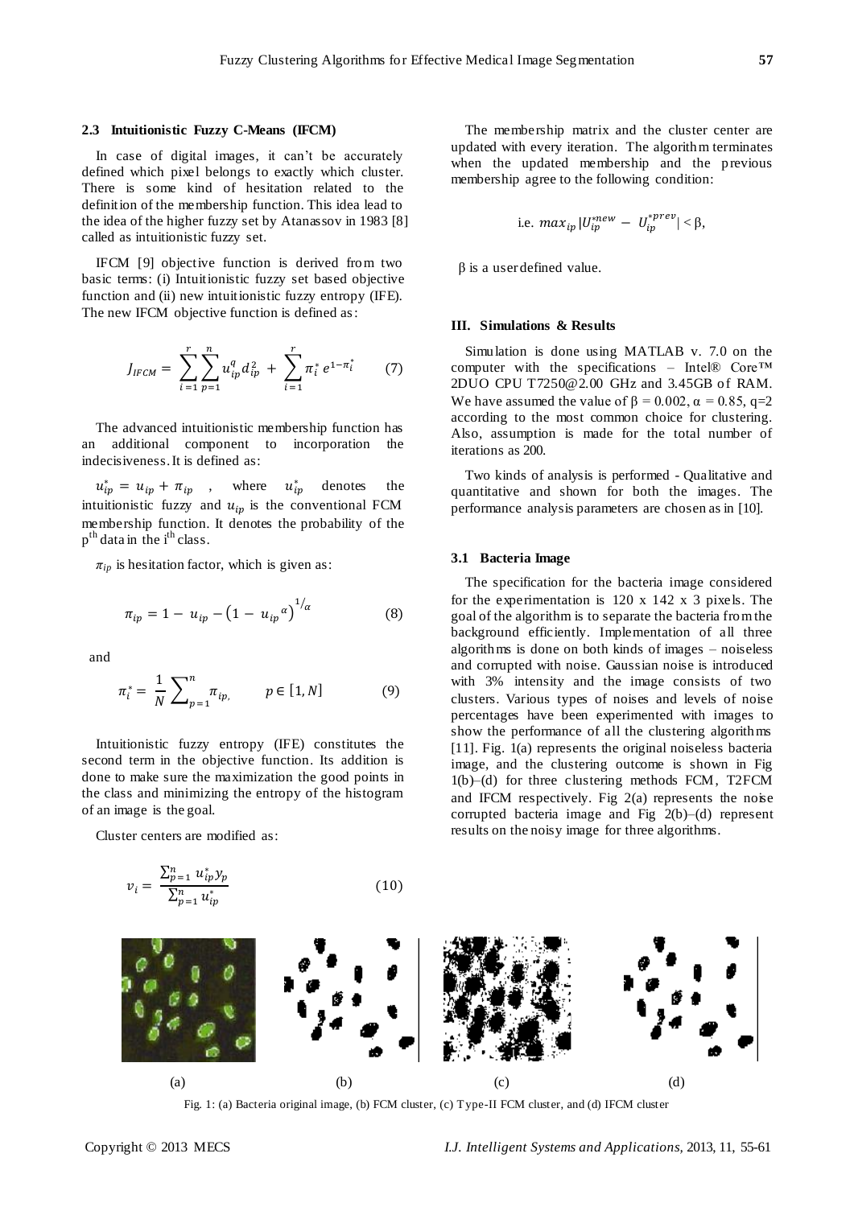### 2.3 Intuitionistic Fuzzy C-Means (IFCM)

In case of digital images, it can't be accurately defined which pixel belongs to exactly which cluster. There is some kind of hesitation related to the definition of the membership function. This idea lead to the idea of the higher fuzzy set by Atanassov in 1983 [8] called as intuitionistic fuzzy set.

IFCM [9] objective function is derived from two basic terms: (i) Intuitionistic fuzzy set based objective function and (ii) new intuitionistic fuzzy entropy (IFE). The new IFCM objective function is defined as:

$$J_{IFCM} = \sum_{i=1}^{r}\sum_{p=1}^{n} u_{ip}^{q} d_{ip}^{2} + \sum_{i=1}^{r} \pi_i^* e^{1-\pi_i^*} \qquad (7)$$

The advanced intuitionistic membership function has an additional component to incorporation the indecisiveness. It is defined as:

$u_{ip}^* = u_{ip} + \pi_{ip}$ , where $u_{ip}^*$ denotes the intuitionistic fuzzy and $u_{ip}$ is the conventional FCM membership function. It denotes the probability of the p[th] data in the i[th] class.

$\pi_{ip}$ is hesitation factor, which is given as:

$$\pi_{ip} = 1 - u_{ip} - \left(1 - {u_{ip}}^{\alpha}\right)^{1/\alpha} \qquad (8)$$

and

$$\pi_i^* = \frac{1}{N}\sum\nolimits_{p=1}^{n} \pi_{ip}, \qquad p \in [1, N] \qquad (9)$$

Intuitionistic fuzzy entropy (IFE) constitutes the second term in the objective function. Its addition is done to make sure the maximization the good points in the class and minimizing the entropy of the histogram of an image is the goal.

Cluster centers are modified as:

$$v_i = \frac{\sum_{p=1}^{n} u_{ip}^* y_p}{\sum_{p=1}^{n} u_{ip}^*} \qquad (10)$$

The membership matrix and the cluster center are updated with every iteration. The algorithm terminates when the updated membership and the previous membership agree to the following condition:

$$\text{i.e. } max_{ip}\,|U_{ip}^{*new} - U_{ip}^{*prev}| < \beta,$$

β is a user defined value.

## III. Simulations & Results

Simulation is done using MATLAB v. 7.0 on the computer with the specifications – Intel® Core™ 2DUO CPU T7250@2.00 GHz and 3.45GB of RAM. We have assumed the value of $\beta = 0.002$, $\alpha = 0.85$, $q=2$ according to the most common choice for clustering. Also, assumption is made for the total number of iterations as 200.

Two kinds of analysis is performed - Qualitative and quantitative and shown for both the images. The performance analysis parameters are chosen as in [10].

### 3.1 Bacteria Image

The specification for the bacteria image considered for the experimentation is 120 x 142 x 3 pixels. The goal of the algorithm is to separate the bacteria from the background efficiently. Implementation of all three algorithms is done on both kinds of images – noiseless and corrupted with noise. Gaussian noise is introduced with 3% intensity and the image consists of two clusters. Various types of noises and levels of noise percentages have been experimented with images to show the performance of all the clustering algorithms [11]. Fig. 1(a) represents the original noiseless bacteria image, and the clustering outcome is shown in Fig 1(b)–(d) for three clustering methods FCM, T2FCM and IFCM respectively. Fig 2(a) represents the noise corrupted bacteria image and Fig 2(b)–(d) represent results on the noisy image for three algorithms.

(a) (b) (c) (d)

Fig. 1: (a) Bacteria original image, (b) FCM cluster, (c) Type-II FCM cluster, and (d) IFCM cluster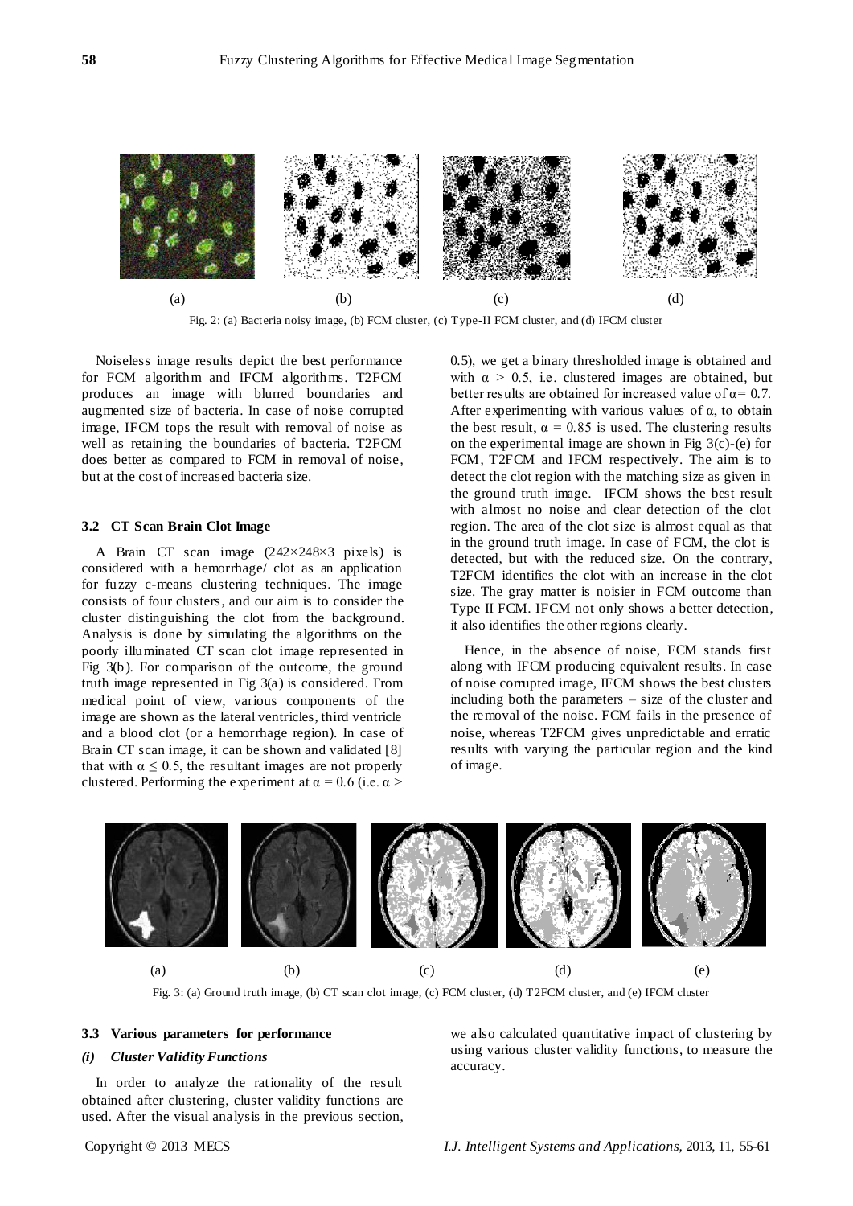Fig. 2: (a) Bacteria noisy image, (b) FCM cluster, (c) Type-II FCM cluster, and (d) IFCM cluster

Noiseless image results depict the best performance for FCM algorithm and IFCM algorithms. T2FCM produces an image with blurred boundaries and augmented size of bacteria. In case of noise corrupted image, IFCM tops the result with removal of noise as well as retaining the boundaries of bacteria. T2FCM does better as compared to FCM in removal of noise, but at the cost of increased bacteria size.

### 3.2 CT Scan Brain Clot Image

A Brain CT scan image (242×248×3 pixels) is considered with a hemorrhage/ clot as an application for fuzzy c-means clustering techniques. The image consists of four clusters, and our aim is to consider the cluster distinguishing the clot from the background. Analysis is done by simulating the algorithms on the poorly illuminated CT scan clot image represented in Fig 3(b). For comparison of the outcome, the ground truth image represented in Fig 3(a) is considered. From medical point of view, various components of the image are shown as the lateral ventricles, third ventricle and a blood clot (or a hemorrhage region). In case of Brain CT scan image, it can be shown and validated [8] that with $\alpha \leq 0.5$, the resultant images are not properly clustered. Performing the experiment at $\alpha = 0.6$ (i.e. $\alpha > 0.5$), we get a binary thresholded image is obtained and with $\alpha > 0.5$, i.e. clustered images are obtained, but better results are obtained for increased value of $\alpha = 0.7$. After experimenting with various values of $\alpha$, to obtain the best result, $\alpha = 0.85$ is used. The clustering results on the experimental image are shown in Fig 3(c)-(e) for FCM, T2FCM and IFCM respectively. The aim is to detect the clot region with the matching size as given in the ground truth image. IFCM shows the best result with almost no noise and clear detection of the clot region. The area of the clot size is almost equal as that in the ground truth image. In case of FCM, the clot is detected, but with the reduced size. On the contrary, T2FCM identifies the clot with an increase in the clot size. The gray matter is noisier in FCM outcome than Type II FCM. IFCM not only shows a better detection, it also identifies the other regions clearly.

Hence, in the absence of noise, FCM stands first along with IFCM producing equivalent results. In case of noise corrupted image, IFCM shows the best clusters including both the parameters – size of the cluster and the removal of the noise. FCM fails in the presence of noise, whereas T2FCM gives unpredictable and erratic results with varying the particular region and the kind of image.

Fig. 3: (a) Ground truth image, (b) CT scan clot image, (c) FCM cluster, (d) T2FCM cluster, and (e) IFCM cluster

### 3.3 Various parameters for performance

#### *(i) Cluster Validity Functions*

In order to analyze the rationality of the result obtained after clustering, cluster validity functions are used. After the visual analysis in the previous section, we also calculated quantitative impact of clustering by using various cluster validity functions, to measure the accuracy.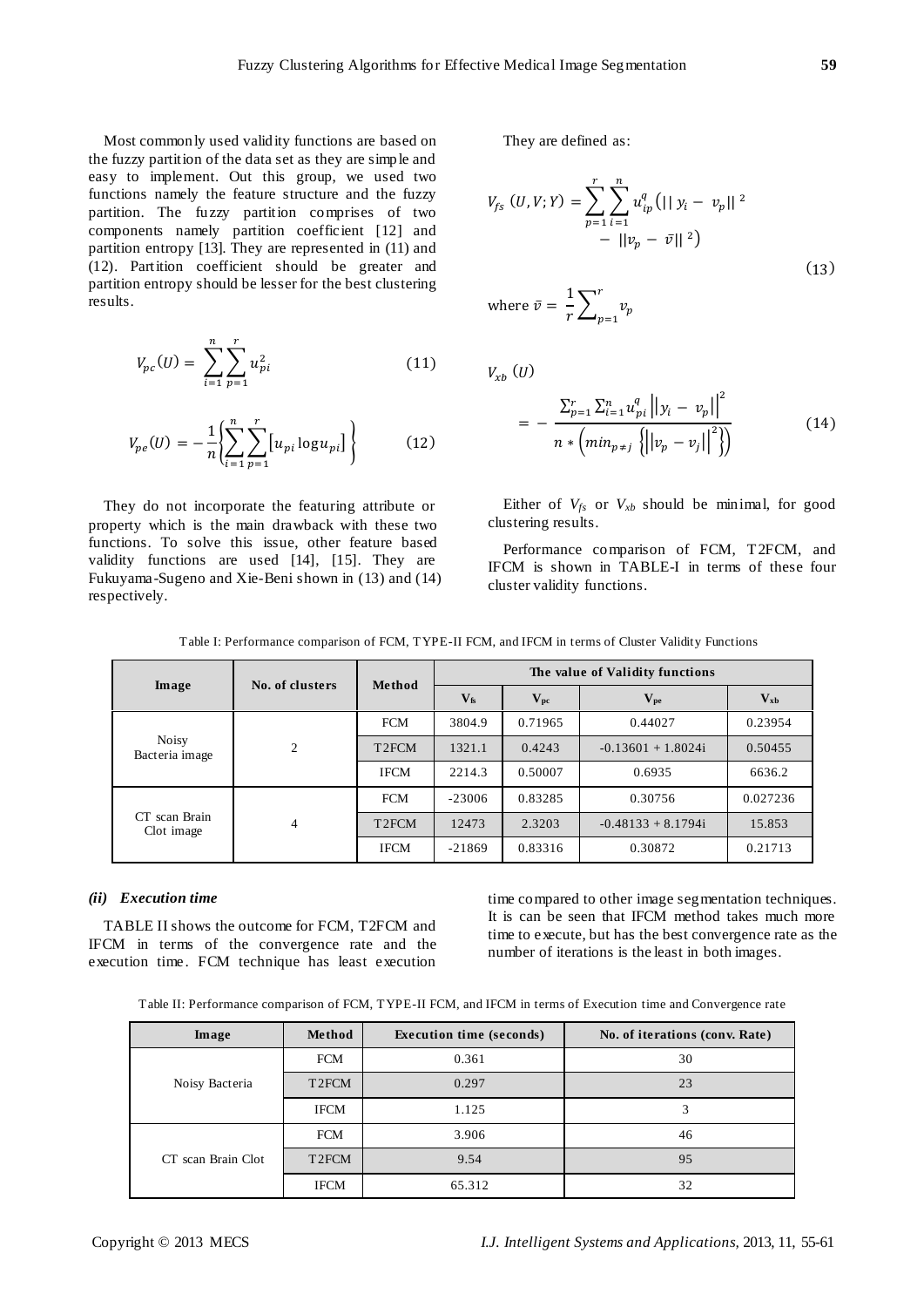Most commonly used validity functions are based on the fuzzy partition of the data set as they are simple and easy to implement. Out this group, we used two functions namely the feature structure and the fuzzy partition. The fuzzy partition comprises of two components namely partition coefficient [12] and partition entropy [13]. They are represented in (11) and (12). Partition coefficient should be greater and partition entropy should be lesser for the best clustering results.

$$V_{pc}(U) = \sum_{i=1}^{n}\sum_{p=1}^{r} u_{pi}^{2} \tag{11}$$

$$V_{pe}(U) = -\frac{1}{n}\left\{\sum_{i=1}^{n}\sum_{p=1}^{r}\left[u_{pi}\log u_{pi}\right]\right\} \tag{12}$$

They do not incorporate the featuring attribute or property which is the main drawback with these two functions. To solve this issue, other feature based validity functions are used [14], [15]. They are Fukuyama-Sugeno and Xie-Beni shown in (13) and (14) respectively.

They are defined as:

$$V_{fs}(U,V;Y) = \sum_{p=1}^{r}\sum_{i=1}^{n} u_{ip}^{q}\left(\|y_i - v_p\|^2 - \|v_p - \bar{v}\|^2\right) \tag{13}$$

where $\bar{v} = \frac{1}{r}\sum_{p=1}^{r} v_p$

$$V_{xb}(U) = -\frac{\sum_{p=1}^{r}\sum_{i=1}^{n} u_{pi}^{q}\left\|y_i - v_p\right\|^2}{n * \left(min_{p\neq j}\left\{\left\|v_p - v_j\right\|^2\right\}\right)} \tag{14}$$

Either of $V_{fs}$ or $V_{xb}$ should be minimal, for good clustering results.

Performance comparison of FCM, T2FCM, and IFCM is shown in TABLE-I in terms of these four cluster validity functions.

Table I: Performance comparison of FCM, TYPE-II FCM, and IFCM in terms of Cluster Validity Functions

| Image | No. of clusters | Method | The value of Validity functions | | | |
|---|---|---|---|---|---|---|
| | | | $V_{fs}$ | $V_{pc}$ | $V_{pe}$ | $V_{xb}$ |
| Noisy Bacteria image | 2 | FCM | 3804.9 | 0.71965 | 0.44027 | 0.23954 |
| | | T2FCM | 1321.1 | 0.4243 | -0.13601 + 1.8024i | 0.50455 |
| | | IFCM | 2214.3 | 0.50007 | 0.6935 | 6636.2 |
| CT scan Brain Clot image | 4 | FCM | -23006 | 0.83285 | 0.30756 | 0.027236 |
| | | T2FCM | 12473 | 2.3203 | -0.48133 + 8.1794i | 15.853 |
| | | IFCM | -21869 | 0.83316 | 0.30872 | 0.21713 |

### *(ii) Execution time*

TABLE II shows the outcome for FCM, T2FCM and IFCM in terms of the convergence rate and the execution time. FCM technique has least execution time compared to other image segmentation techniques. It is can be seen that IFCM method takes much more time to execute, but has the best convergence rate as the number of iterations is the least in both images.

Table II: Performance comparison of FCM, TYPE-II FCM, and IFCM in terms of Execution time and Convergence rate

| Image | Method | Execution time (seconds) | No. of iterations (conv. Rate) |
|---|---|---|---|
| Noisy Bacteria | FCM | 0.361 | 30 |
| | T2FCM | 0.297 | 23 |
| | IFCM | 1.125 | 3 |
| CT scan Brain Clot | FCM | 3.906 | 46 |
| | T2FCM | 9.54 | 95 |
| | IFCM | 65.312 | 32 |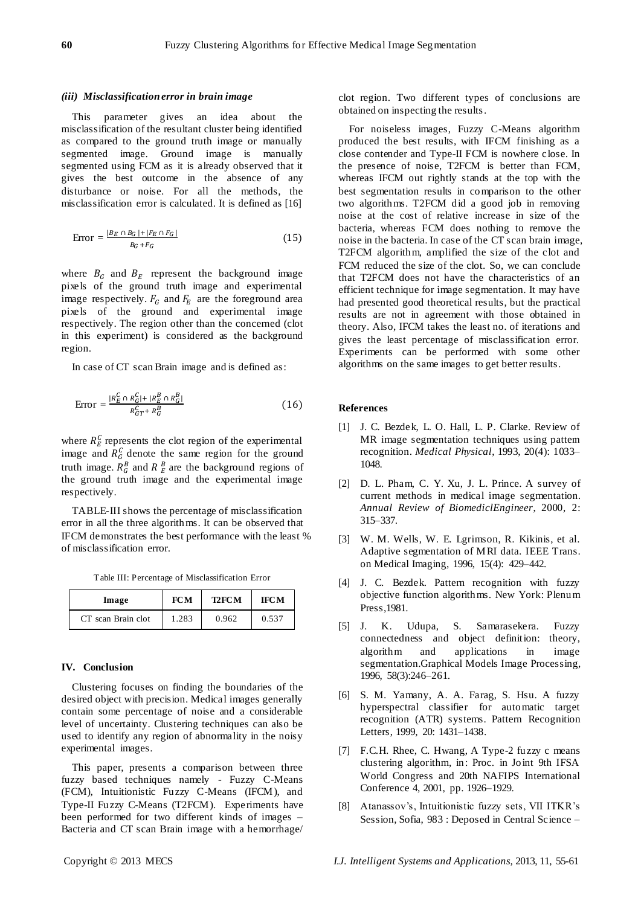### *(iii) Misclassification error in brain image*

This parameter gives an idea about the misclassification of the resultant cluster being identified as compared to the ground truth image or manually segmented image. Ground image is manually segmented using FCM as it is already observed that it gives the best outcome in the absence of any disturbance or noise. For all the methods, the misclassification error is calculated. It is defined as [16]

$$\text{Error} = \frac{|B_E \cap B_G| + |F_E \cap F_G|}{B_G + F_G} \tag{15}$$

where $B_G$ and $B_E$ represent the background image pixels of the ground truth image and experimental image respectively. $F_G$ and $F_E$ are the foreground area pixels of the ground and experimental image respectively. The region other than the concerned (clot in this experiment) is considered as the background region.

In case of CT scan Brain image and is defined as:

$$\text{Error} = \frac{|R_E^C \cap R_G^C| + |R_E^B \cap R_G^B|}{R_{GT}^C + R_G^B} \tag{16}$$

where $R_E^C$ represents the clot region of the experimental image and $R_G^C$ denote the same region for the ground truth image. $R_G^B$ and $R_E^B$ are the background regions of the ground truth image and the experimental image respectively.

TABLE-III shows the percentage of misclassification error in all the three algorithms. It can be observed that IFCM demonstrates the best performance with the least % of misclassification error.

Table III: Percentage of Misclassification Error

| Image | FCM | T2FCM | IFCM |
|---|---|---|---|
| CT scan Brain clot | 1.283 | 0.962 | 0.537 |

## IV. Conclusion

Clustering focuses on finding the boundaries of the desired object with precision. Medical images generally contain some percentage of noise and a considerable level of uncertainty. Clustering techniques can also be used to identify any region of abnormality in the noisy experimental images.

This paper, presents a comparison between three fuzzy based techniques namely - Fuzzy C-Means (FCM), Intuitionistic Fuzzy C-Means (IFCM), and Type-II Fuzzy C-Means (T2FCM). Experiments have been performed for two different kinds of images – Bacteria and CT scan Brain image with a hemorrhage/ clot region. Two different types of conclusions are obtained on inspecting the results.

For noiseless images, Fuzzy C-Means algorithm produced the best results, with IFCM finishing as a close contender and Type-II FCM is nowhere close. In the presence of noise, T2FCM is better than FCM, whereas IFCM out rightly stands at the top with the best segmentation results in comparison to the other two algorithms. T2FCM did a good job in removing noise at the cost of relative increase in size of the bacteria, whereas FCM does nothing to remove the noise in the bacteria. In case of the CT scan brain image, T2FCM algorithm, amplified the size of the clot and FCM reduced the size of the clot. So, we can conclude that T2FCM does not have the characteristics of an efficient technique for image segmentation. It may have had presented good theoretical results, but the practical results are not in agreement with those obtained in theory. Also, IFCM takes the least no. of iterations and gives the least percentage of misclassification error. Experiments can be performed with some other algorithms on the same images to get better results.

## References

[1] J. C. Bezdek, L. O. Hall, L. P. Clarke. Review of MR image segmentation techniques using pattern recognition. *Medical Physical*, 1993, 20(4): 1033–1048.

[2] D. L. Pham, C. Y. Xu, J. L. Prince. A survey of current methods in medical image segmentation. *Annual Review of BiomediclEngineer*, 2000, 2: 315–337.

[3] W. M. Wells, W. E. Lgrimson, R. Kikinis, et al. Adaptive segmentation of MRI data. IEEE Trans. on Medical Imaging, 1996, 15(4): 429–442.

[4] J. C. Bezdek. Pattern recognition with fuzzy objective function algorithms. New York: Plenum Press,1981.

[5] J. K. Udupa, S. Samarasekera. Fuzzy connectedness and object definition: theory, algorithm and applications in image segmentation.Graphical Models Image Processing, 1996, 58(3):246–261.

[6] S. M. Yamany, A. A. Farag, S. Hsu. A fuzzy hyperspectral classifier for automatic target recognition (ATR) systems. Pattern Recognition Letters, 1999, 20: 1431–1438.

[7] F.C.H. Rhee, C. Hwang, A Type-2 fuzzy c means clustering algorithm, in: Proc. in Joint 9th IFSA World Congress and 20th NAFIPS International Conference 4, 2001, pp. 1926–1929.

[8] Atanassov's, Intuitionistic fuzzy sets, VII ITKR's Session, Sofia, 983 : Deposed in Central Science –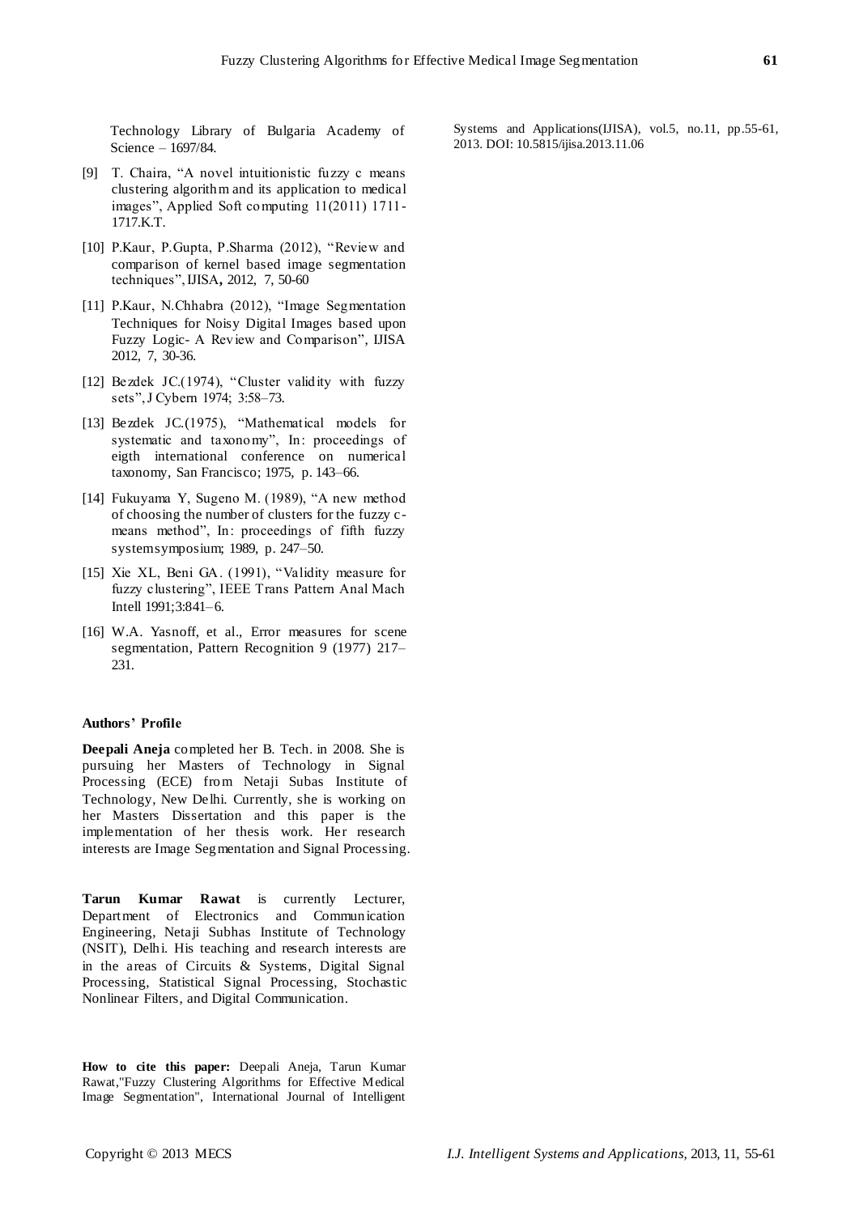Technology Library of Bulgaria Academy of Science – 1697/84.

[9] T. Chaira, "A novel intuitionistic fuzzy c means clustering algorithm and its application to medical images", Applied Soft computing 11(2011) 1711-1717.K.T.

[10] P.Kaur, P.Gupta, P.Sharma (2012), "Review and comparison of kernel based image segmentation techniques", IJISA**,** 2012, 7, 50-60

[11] P.Kaur, N.Chhabra (2012), "Image Segmentation Techniques for Noisy Digital Images based upon Fuzzy Logic- A Review and Comparison", IJISA 2012, 7, 30-36.

[12] Bezdek JC.(1974), "Cluster validity with fuzzy sets", J Cybern 1974; 3:58–73.

[13] Bezdek JC.(1975), "Mathematical models for systematic and taxonomy", In: proceedings of eigth international conference on numerical taxonomy, San Francisco; 1975, p. 143–66.

[14] Fukuyama Y, Sugeno M. (1989), "A new method of choosing the number of clusters for the fuzzy c-means method", In: proceedings of fifth fuzzy system symposium; 1989, p. 247–50.

[15] Xie XL, Beni GA. (1991), "Validity measure for fuzzy clustering", IEEE Trans Pattern Anal Mach Intell 1991;3:841–6.

[16] W.A. Yasnoff, et al., Error measures for scene segmentation, Pattern Recognition 9 (1977) 217–231.

**Authors' Profile**

**Deepali Aneja** completed her B. Tech. in 2008. She is pursuing her Masters of Technology in Signal Processing (ECE) from Netaji Subas Institute of Technology, New Delhi. Currently, she is working on her Masters Dissertation and this paper is the implementation of her thesis work. Her research interests are Image Segmentation and Signal Processing.

**Tarun Kumar Rawat** is currently Lecturer, Department of Electronics and Communication Engineering, Netaji Subhas Institute of Technology (NSIT), Delhi. His teaching and research interests are in the areas of Circuits & Systems, Digital Signal Processing, Statistical Signal Processing, Stochastic Nonlinear Filters, and Digital Communication.

**How to cite this paper:** Deepali Aneja, Tarun Kumar Rawat,"Fuzzy Clustering Algorithms for Effective Medical Image Segmentation", International Journal of Intelligent Systems and Applications(IJISA), vol.5, no.11, pp.55-61, 2013. DOI: 10.5815/ijisa.2013.11.06